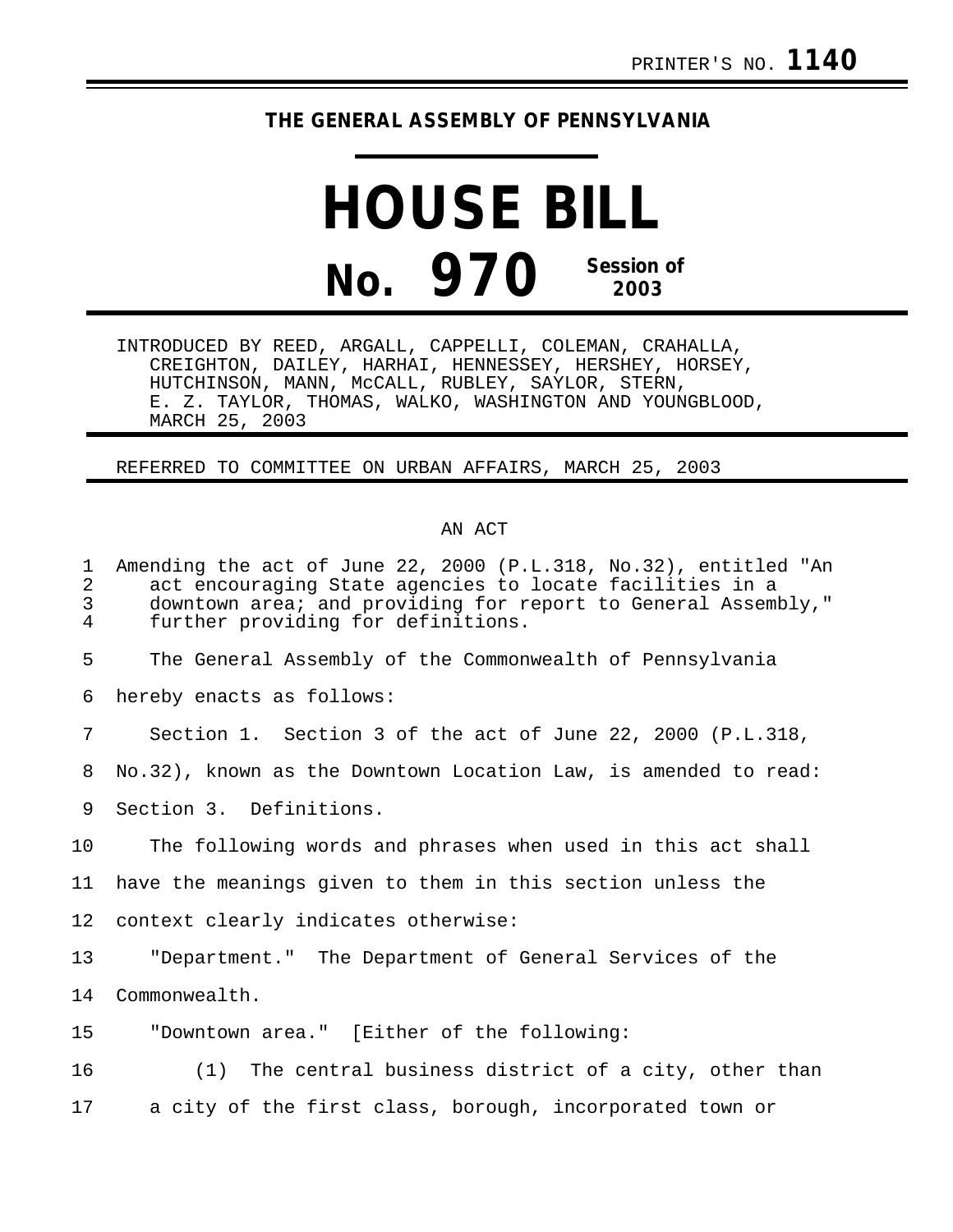PRINTER'S NO. **1140**

**THE GENERAL ASSEMBLY OF PENNSYLVANIA**

# HOUSE BILL

## No. 970 Session of 2003

INTRODUCED BY REED, ARGALL, CAPPELLI, COLEMAN, CRAHALLA, CREIGHTON, DAILEY, HARHAI, HENNESSEY, HERSHEY, HORSEY, HUTCHINSON, MANN, McCALL, RUBLEY, SAYLOR, STERN, E. Z. TAYLOR, THOMAS, WALKO, WASHINGTON AND YOUNGBLOOD, MARCH 25, 2003

REFERRED TO COMMITTEE ON URBAN AFFAIRS, MARCH 25, 2003

AN ACT

Amending the act of June 22, 2000 (P.L.318, No.32), entitled "An act encouraging State agencies to locate facilities in a downtown area; and providing for report to General Assembly," further providing for definitions.

The General Assembly of the Commonwealth of Pennsylvania hereby enacts as follows:

Section 1. Section 3 of the act of June 22, 2000 (P.L.318, No.32), known as the Downtown Location Law, is amended to read:

Section 3. Definitions.

The following words and phrases when used in this act shall have the meanings given to them in this section unless the context clearly indicates otherwise:

"Department." The Department of General Services of the Commonwealth.

"Downtown area." [Either of the following:

(1) The central business district of a city, other than a city of the first class, borough, incorporated town or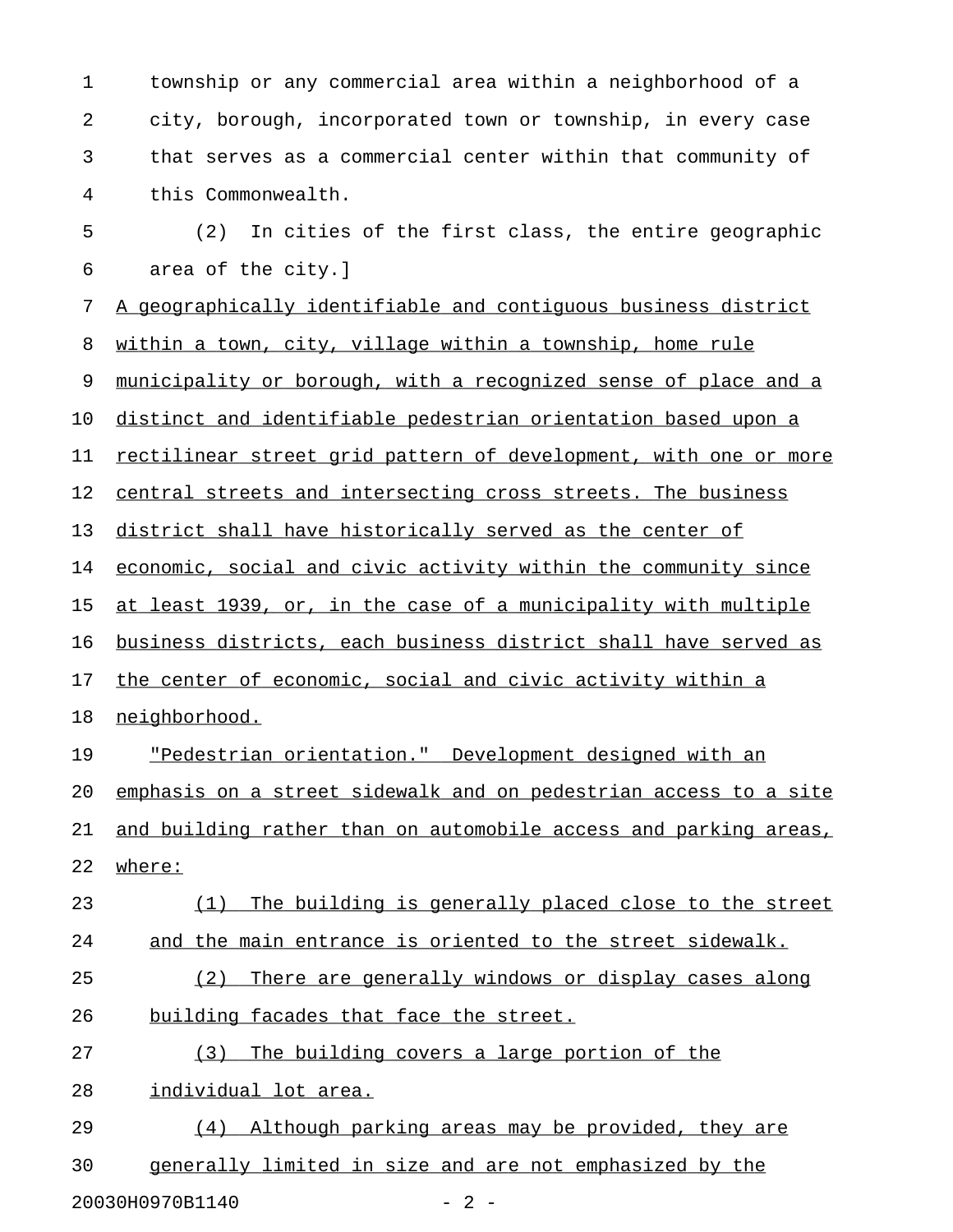township or any commercial area within a neighborhood of a city, borough, incorporated town or township, in every case that serves as a commercial center within that community of this Commonwealth.

(2) In cities of the first class, the entire geographic area of the city.]

A geographically identifiable and contiguous business district within a town, city, village within a township, home rule municipality or borough, with a recognized sense of place and a distinct and identifiable pedestrian orientation based upon a rectilinear street grid pattern of development, with one or more central streets and intersecting cross streets. The business district shall have historically served as the center of economic, social and civic activity within the community since at least 1939, or, in the case of a municipality with multiple business districts, each business district shall have served as the center of economic, social and civic activity within a neighborhood.

"Pedestrian orientation." Development designed with an emphasis on a street sidewalk and on pedestrian access to a site and building rather than on automobile access and parking areas, where:

(1) The building is generally placed close to the street and the main entrance is oriented to the street sidewalk.

(2) There are generally windows or display cases along building facades that face the street.

(3) The building covers a large portion of the individual lot area.

(4) Although parking areas may be provided, they are generally limited in size and are not emphasized by the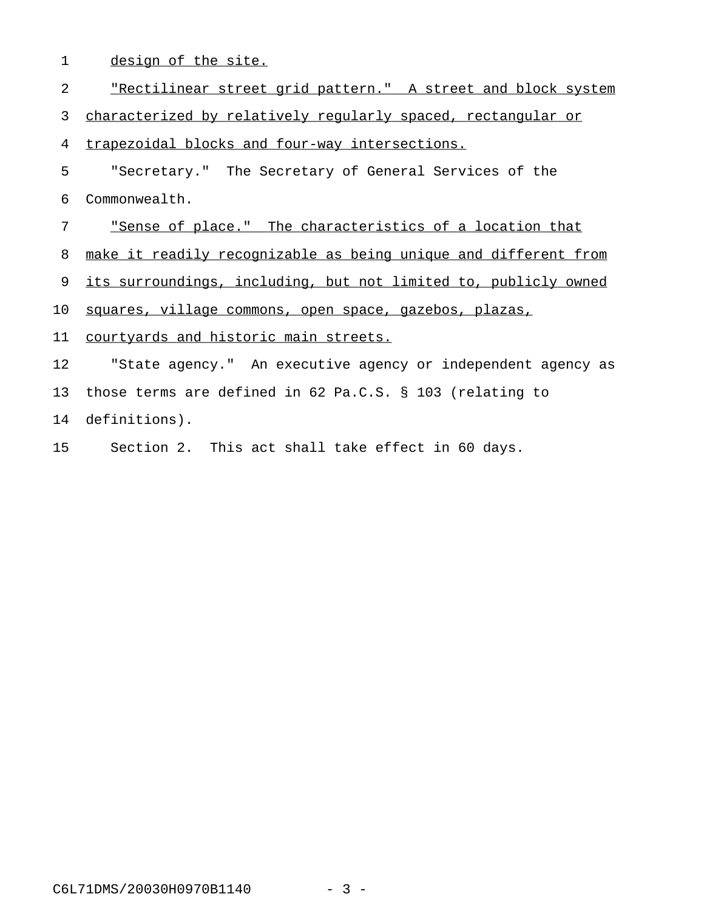design of the site.

"Rectilinear street grid pattern." A street and block system characterized by relatively regularly spaced, rectangular or trapezoidal blocks and four-way intersections.

"Secretary." The Secretary of General Services of the Commonwealth.

"Sense of place." The characteristics of a location that make it readily recognizable as being unique and different from its surroundings, including, but not limited to, publicly owned squares, village commons, open space, gazebos, plazas, courtyards and historic main streets.

"State agency." An executive agency or independent agency as those terms are defined in 62 Pa.C.S. § 103 (relating to definitions).

Section 2. This act shall take effect in 60 days.